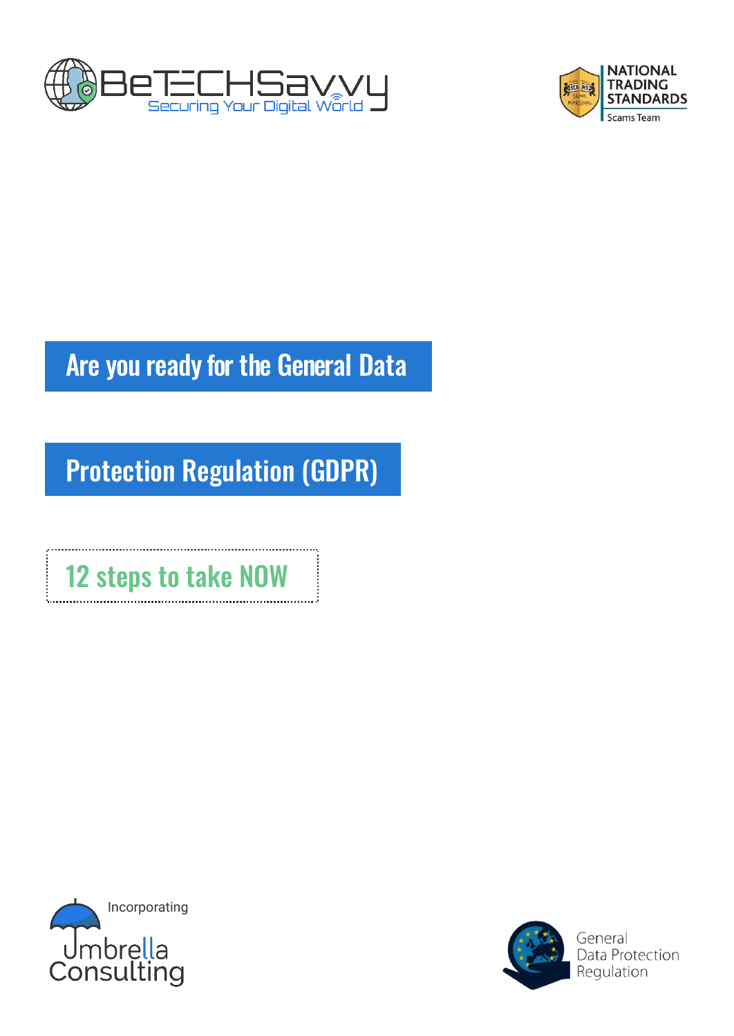BeTECHSavvy

Securing Your Digital World

NATIONAL TRADING STANDARDS

Scams Team

# Are you ready for the General Data Protection Regulation (GDPR)

## 12 steps to take NOW

Incorporating

Umbrella Consulting

General Data Protection Regulation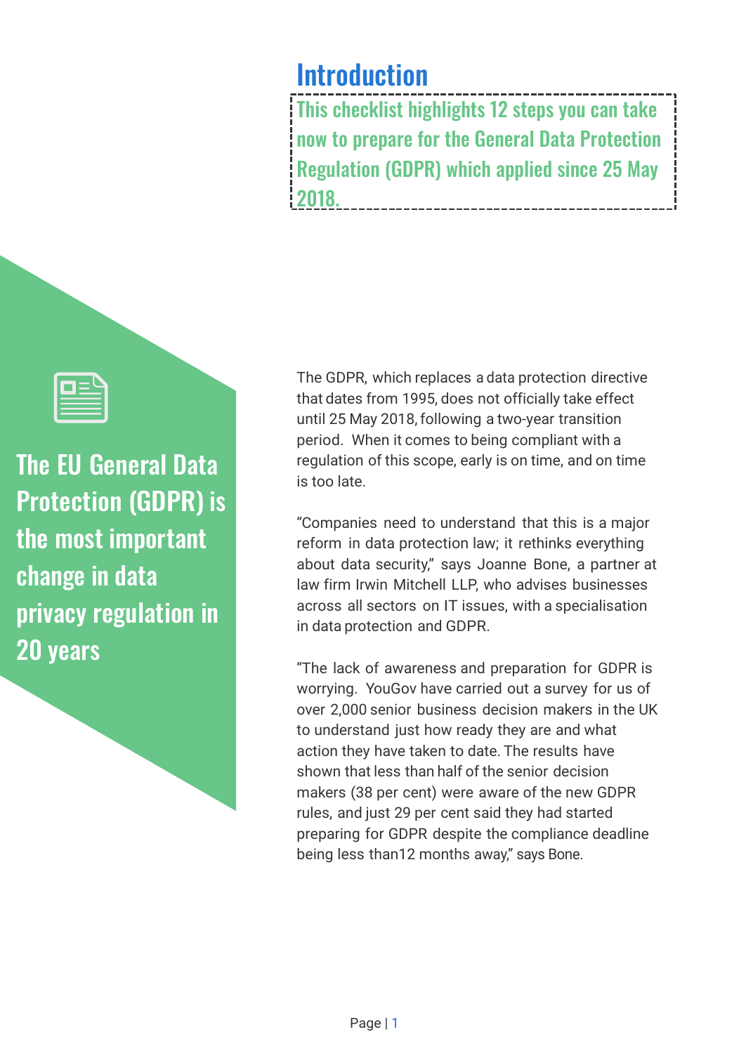# Introduction

This checklist highlights 12 steps you can take now to prepare for the General Data Protection Regulation (GDPR) which applied since 25 May 2018.

**The EU General Data Protection (GDPR) is the most important change in data privacy regulation in 20 years**

The GDPR, which replaces a data protection directive that dates from 1995, does not officially take effect until 25 May 2018, following a two-year transition period. When it comes to being compliant with a regulation of this scope, early is on time, and on time is too late.

"Companies need to understand that this is a major reform in data protection law; it rethinks everything about data security," says Joanne Bone, a partner at law firm Irwin Mitchell LLP, who advises businesses across all sectors on IT issues, with a specialisation in data protection and GDPR.

"The lack of awareness and preparation for GDPR is worrying. YouGov have carried out a survey for us of over 2,000 senior business decision makers in the UK to understand just how ready they are and what action they have taken to date. The results have shown that less than half of the senior decision makers (38 per cent) were aware of the new GDPR rules, and just 29 per cent said they had started preparing for GDPR despite the compliance deadline being less than12 months away," says Bone.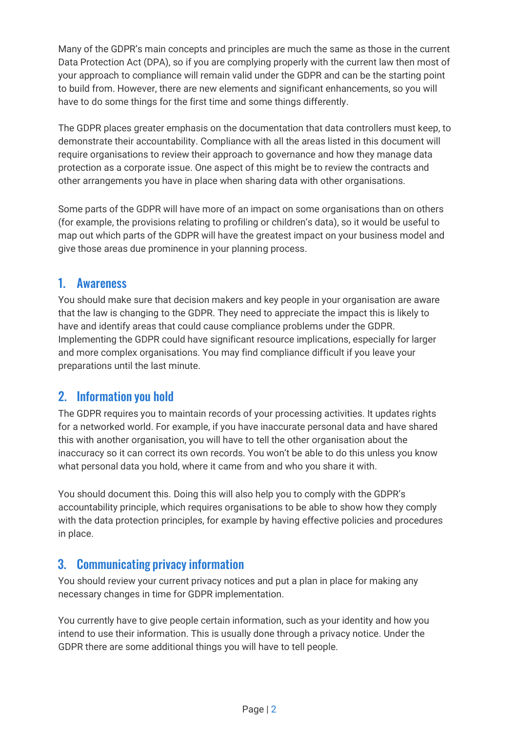Many of the GDPR's main concepts and principles are much the same as those in the current Data Protection Act (DPA), so if you are complying properly with the current law then most of your approach to compliance will remain valid under the GDPR and can be the starting point to build from. However, there are new elements and significant enhancements, so you will have to do some things for the first time and some things differently.

The GDPR places greater emphasis on the documentation that data controllers must keep, to demonstrate their accountability. Compliance with all the areas listed in this document will require organisations to review their approach to governance and how they manage data protection as a corporate issue. One aspect of this might be to review the contracts and other arrangements you have in place when sharing data with other organisations.

Some parts of the GDPR will have more of an impact on some organisations than on others (for example, the provisions relating to profiling or children's data), so it would be useful to map out which parts of the GDPR will have the greatest impact on your business model and give those areas due prominence in your planning process.

## 1. Awareness

You should make sure that decision makers and key people in your organisation are aware that the law is changing to the GDPR. They need to appreciate the impact this is likely to have and identify areas that could cause compliance problems under the GDPR. Implementing the GDPR could have significant resource implications, especially for larger and more complex organisations. You may find compliance difficult if you leave your preparations until the last minute.

## 2. Information you hold

The GDPR requires you to maintain records of your processing activities. It updates rights for a networked world. For example, if you have inaccurate personal data and have shared this with another organisation, you will have to tell the other organisation about the inaccuracy so it can correct its own records. You won't be able to do this unless you know what personal data you hold, where it came from and who you share it with.

You should document this. Doing this will also help you to comply with the GDPR's accountability principle, which requires organisations to be able to show how they comply with the data protection principles, for example by having effective policies and procedures in place.

## 3. Communicating privacy information

You should review your current privacy notices and put a plan in place for making any necessary changes in time for GDPR implementation.

You currently have to give people certain information, such as your identity and how you intend to use their information. This is usually done through a privacy notice. Under the GDPR there are some additional things you will have to tell people.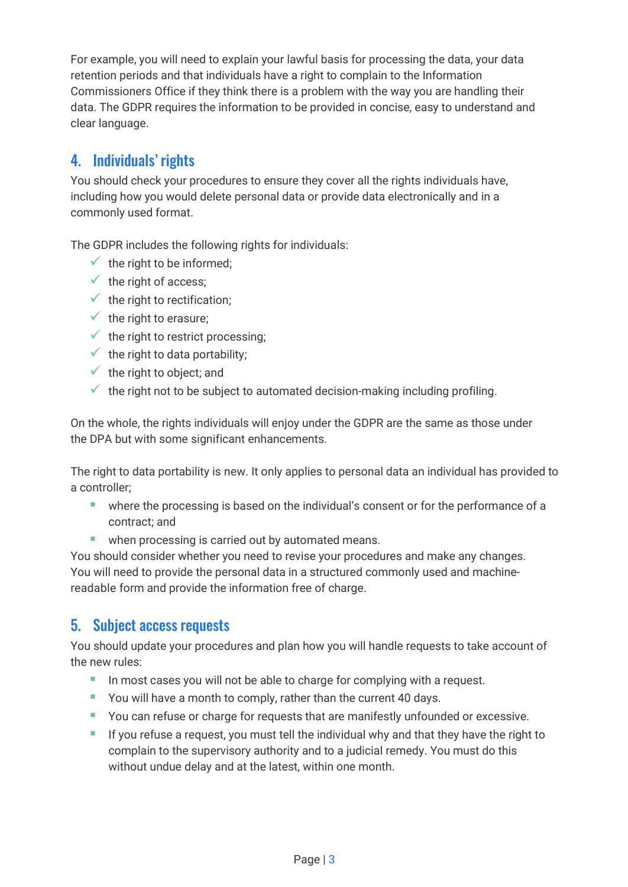For example, you will need to explain your lawful basis for processing the data, your data retention periods and that individuals have a right to complain to the Information Commissioners Office if they think there is a problem with the way you are handling their data. The GDPR requires the information to be provided in concise, easy to understand and clear language.

## 4. Individuals' rights

You should check your procedures to ensure they cover all the rights individuals have, including how you would delete personal data or provide data electronically and in a commonly used format.

The GDPR includes the following rights for individuals:

- ✓ the right to be informed;
- ✓ the right of access;
- ✓ the right to rectification;
- ✓ the right to erasure;
- ✓ the right to restrict processing;
- ✓ the right to data portability;
- ✓ the right to object; and
- ✓ the right not to be subject to automated decision-making including profiling.

On the whole, the rights individuals will enjoy under the GDPR are the same as those under the DPA but with some significant enhancements.

The right to data portability is new. It only applies to personal data an individual has provided to a controller;

- where the processing is based on the individual's consent or for the performance of a contract; and
- when processing is carried out by automated means.

You should consider whether you need to revise your procedures and make any changes. You will need to provide the personal data in a structured commonly used and machine-readable form and provide the information free of charge.

## 5. Subject access requests

You should update your procedures and plan how you will handle requests to take account of the new rules:

- In most cases you will not be able to charge for complying with a request.
- You will have a month to comply, rather than the current 40 days.
- You can refuse or charge for requests that are manifestly unfounded or excessive.
- If you refuse a request, you must tell the individual why and that they have the right to complain to the supervisory authority and to a judicial remedy. You must do this without undue delay and at the latest, within one month.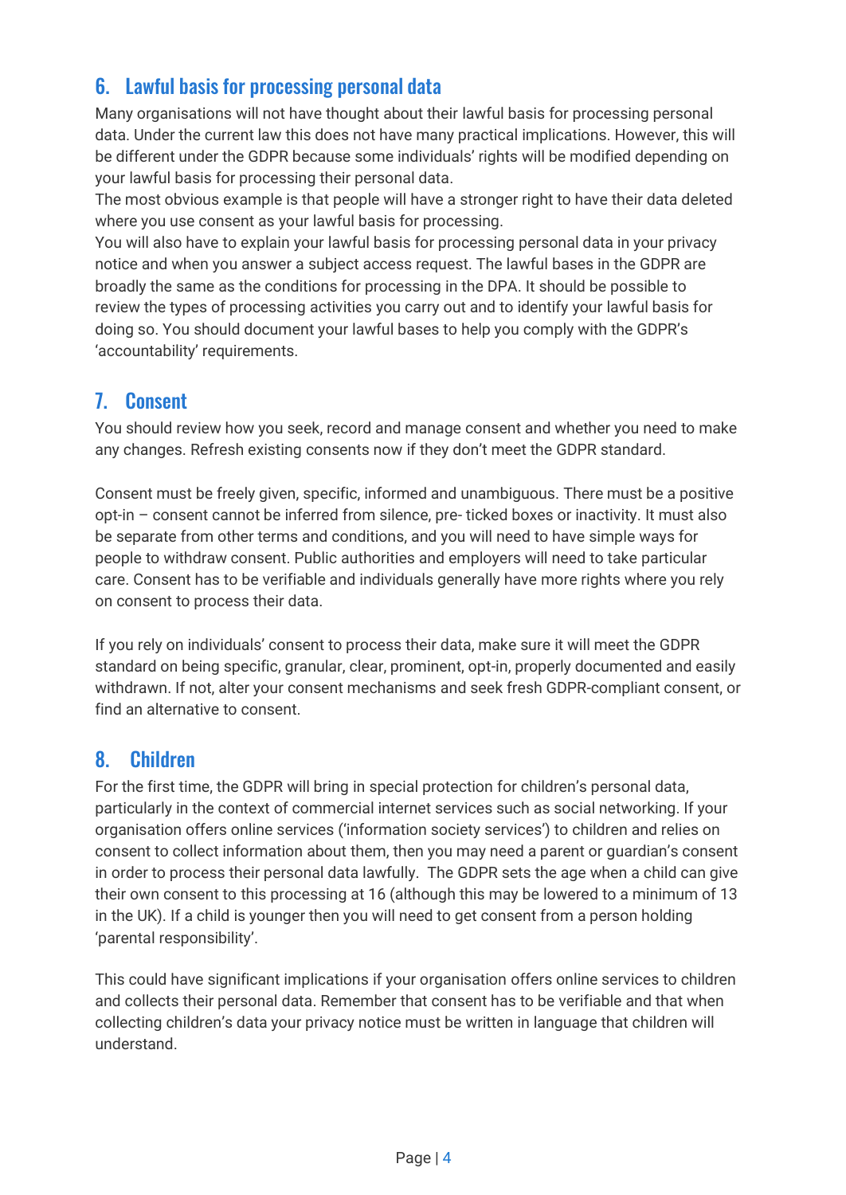## 6. Lawful basis for processing personal data

Many organisations will not have thought about their lawful basis for processing personal data. Under the current law this does not have many practical implications. However, this will be different under the GDPR because some individuals' rights will be modified depending on your lawful basis for processing their personal data.

The most obvious example is that people will have a stronger right to have their data deleted where you use consent as your lawful basis for processing.

You will also have to explain your lawful basis for processing personal data in your privacy notice and when you answer a subject access request. The lawful bases in the GDPR are broadly the same as the conditions for processing in the DPA. It should be possible to review the types of processing activities you carry out and to identify your lawful basis for doing so. You should document your lawful bases to help you comply with the GDPR's 'accountability' requirements.

## 7. Consent

You should review how you seek, record and manage consent and whether you need to make any changes. Refresh existing consents now if they don't meet the GDPR standard.

Consent must be freely given, specific, informed and unambiguous. There must be a positive opt-in – consent cannot be inferred from silence, pre- ticked boxes or inactivity. It must also be separate from other terms and conditions, and you will need to have simple ways for people to withdraw consent. Public authorities and employers will need to take particular care. Consent has to be verifiable and individuals generally have more rights where you rely on consent to process their data.

If you rely on individuals' consent to process their data, make sure it will meet the GDPR standard on being specific, granular, clear, prominent, opt-in, properly documented and easily withdrawn. If not, alter your consent mechanisms and seek fresh GDPR-compliant consent, or find an alternative to consent.

## 8. Children

For the first time, the GDPR will bring in special protection for children's personal data, particularly in the context of commercial internet services such as social networking. If your organisation offers online services ('information society services') to children and relies on consent to collect information about them, then you may need a parent or guardian's consent in order to process their personal data lawfully. The GDPR sets the age when a child can give their own consent to this processing at 16 (although this may be lowered to a minimum of 13 in the UK). If a child is younger then you will need to get consent from a person holding 'parental responsibility'.

This could have significant implications if your organisation offers online services to children and collects their personal data. Remember that consent has to be verifiable and that when collecting children's data your privacy notice must be written in language that children will understand.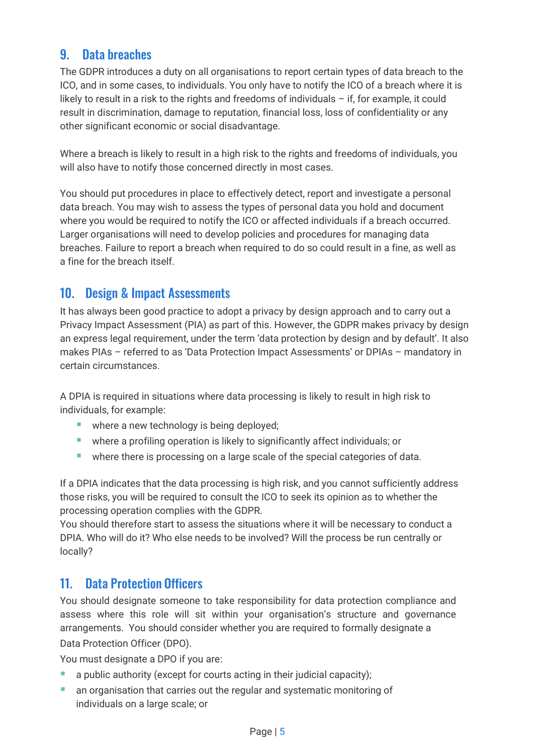## 9. Data breaches

The GDPR introduces a duty on all organisations to report certain types of data breach to the ICO, and in some cases, to individuals. You only have to notify the ICO of a breach where it is likely to result in a risk to the rights and freedoms of individuals – if, for example, it could result in discrimination, damage to reputation, financial loss, loss of confidentiality or any other significant economic or social disadvantage.

Where a breach is likely to result in a high risk to the rights and freedoms of individuals, you will also have to notify those concerned directly in most cases.

You should put procedures in place to effectively detect, report and investigate a personal data breach. You may wish to assess the types of personal data you hold and document where you would be required to notify the ICO or affected individuals if a breach occurred. Larger organisations will need to develop policies and procedures for managing data breaches. Failure to report a breach when required to do so could result in a fine, as well as a fine for the breach itself.

## 10. Design & Impact Assessments

It has always been good practice to adopt a privacy by design approach and to carry out a Privacy Impact Assessment (PIA) as part of this. However, the GDPR makes privacy by design an express legal requirement, under the term 'data protection by design and by default'. It also makes PIAs – referred to as 'Data Protection Impact Assessments' or DPIAs – mandatory in certain circumstances.

A DPIA is required in situations where data processing is likely to result in high risk to individuals, for example:

- where a new technology is being deployed;
- where a profiling operation is likely to significantly affect individuals; or
- where there is processing on a large scale of the special categories of data.

If a DPIA indicates that the data processing is high risk, and you cannot sufficiently address those risks, you will be required to consult the ICO to seek its opinion as to whether the processing operation complies with the GDPR.
You should therefore start to assess the situations where it will be necessary to conduct a DPIA. Who will do it? Who else needs to be involved? Will the process be run centrally or locally?

## 11. Data Protection Officers

You should designate someone to take responsibility for data protection compliance and assess where this role will sit within your organisation's structure and governance arrangements. You should consider whether you are required to formally designate a Data Protection Officer (DPO).

You must designate a DPO if you are:

- a public authority (except for courts acting in their judicial capacity);
- an organisation that carries out the regular and systematic monitoring of individuals on a large scale; or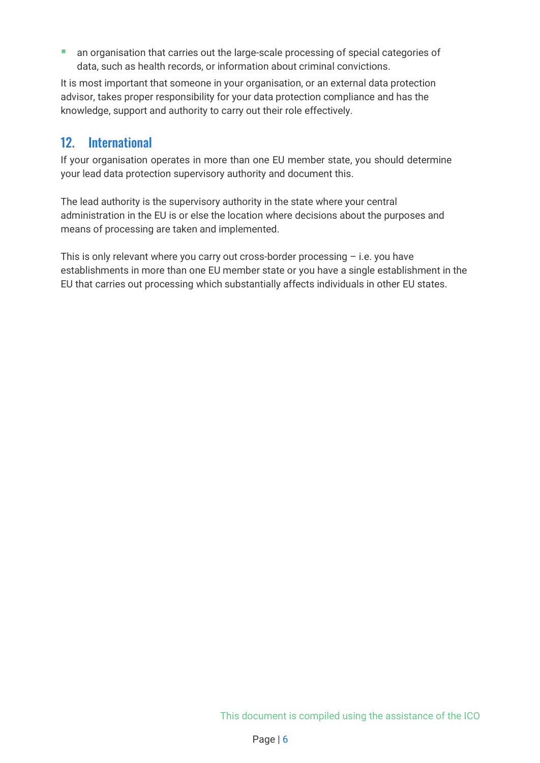- an organisation that carries out the large-scale processing of special categories of data, such as health records, or information about criminal convictions.

It is most important that someone in your organisation, or an external data protection advisor, takes proper responsibility for your data protection compliance and has the knowledge, support and authority to carry out their role effectively.

## 12. International

If your organisation operates in more than one EU member state, you should determine your lead data protection supervisory authority and document this.

The lead authority is the supervisory authority in the state where your central administration in the EU is or else the location where decisions about the purposes and means of processing are taken and implemented.

This is only relevant where you carry out cross-border processing – i.e. you have establishments in more than one EU member state or you have a single establishment in the EU that carries out processing which substantially affects individuals in other EU states.

This document is compiled using the assistance of the ICO